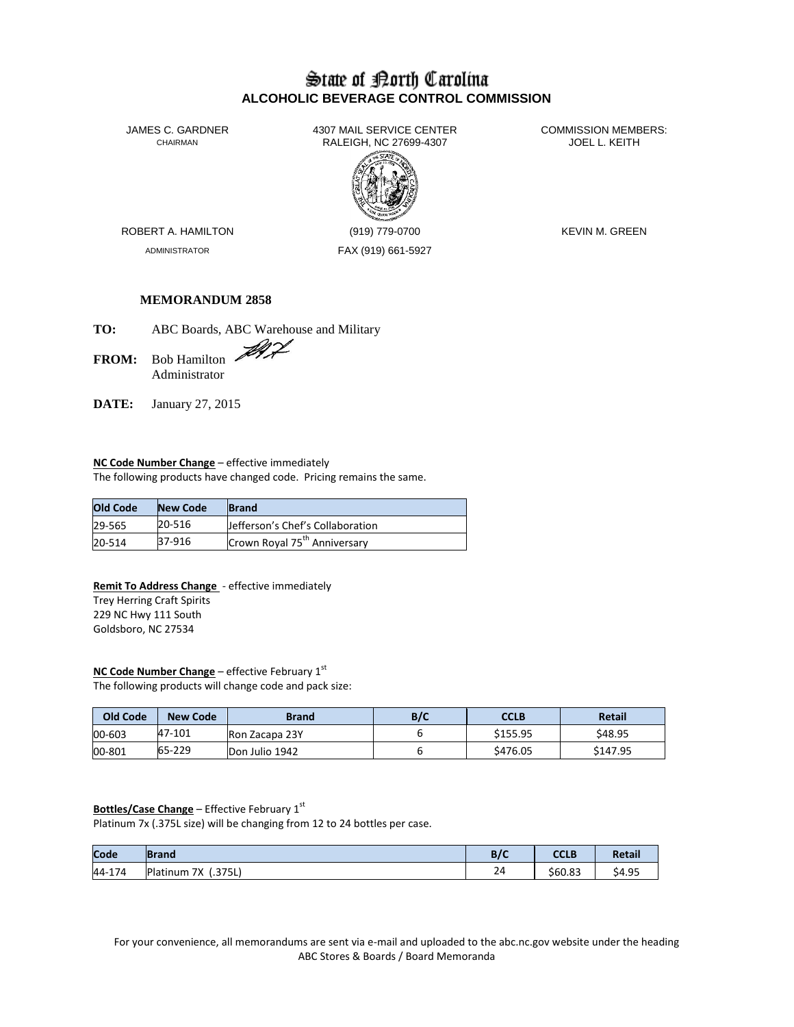# State of North Carolina
## ALCOHOLIC BEVERAGE CONTROL COMMISSION

JAMES C. GARDNER
CHAIRMAN

4307 MAIL SERVICE CENTER
RALEIGH, NC 27699-4307

COMMISSION MEMBERS:
JOEL L. KEITH

ROBERT A. HAMILTON
ADMINISTRATOR

(919) 779-0700
FAX (919) 661-5927

KEVIN M. GREEN

**MEMORANDUM 2858**

**TO:** ABC Boards, ABC Warehouse and Military

**FROM:** Bob Hamilton
Administrator

**DATE:** January 27, 2015

**NC Code Number Change** – effective immediately
The following products have changed code. Pricing remains the same.

| Old Code | New Code | Brand |
|---|---|---|
| 29-565 | 20-516 | Jefferson's Chef's Collaboration |
| 20-514 | 37-916 | Crown Royal 75th Anniversary |

**Remit To Address Change** - effective immediately
Trey Herring Craft Spirits
229 NC Hwy 111 South
Goldsboro, NC 27534

**NC Code Number Change** – effective February 1st
The following products will change code and pack size:

| Old Code | New Code | Brand | B/C | CCLB | Retail |
|---|---|---|---|---|---|
| 00-603 | 47-101 | Ron Zacapa 23Y | 6 | $155.95 | $48.95 |
| 00-801 | 65-229 | Don Julio 1942 | 6 | $476.05 | $147.95 |

**Bottles/Case Change** – Effective February 1st
Platinum 7x (.375L size) will be changing from 12 to 24 bottles per case.

| Code | Brand | B/C | CCLB | Retail |
|---|---|---|---|---|
| 44-174 | Platinum 7X (.375L) | 24 | $60.83 | $4.95 |

For your convenience, all memorandums are sent via e-mail and uploaded to the abc.nc.gov website under the heading ABC Stores & Boards / Board Memoranda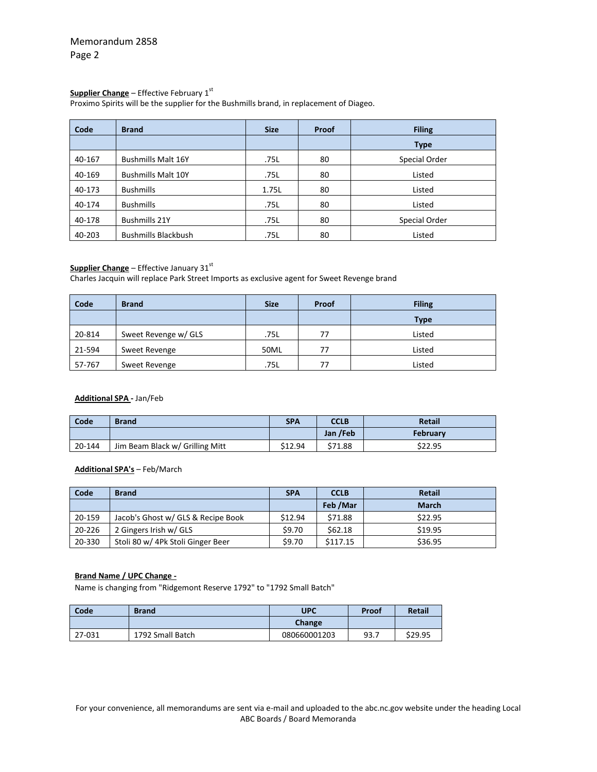**Supplier Change** – Effective February 1st
Proximo Spirits will be the supplier for the Bushmills brand, in replacement of Diageo.

| Code | Brand | Size | Proof | Filing |
|---|---|---|---|---|
| | | | | Type |
| 40-167 | Bushmills Malt 16Y | .75L | 80 | Special Order |
| 40-169 | Bushmills Malt 10Y | .75L | 80 | Listed |
| 40-173 | Bushmills | 1.75L | 80 | Listed |
| 40-174 | Bushmills | .75L | 80 | Listed |
| 40-178 | Bushmills 21Y | .75L | 80 | Special Order |
| 40-203 | Bushmills Blackbush | .75L | 80 | Listed |

**Supplier Change** – Effective January 31st
Charles Jacquin will replace Park Street Imports as exclusive agent for Sweet Revenge brand

| Code | Brand | Size | Proof | Filing |
|---|---|---|---|---|
| | | | | Type |
| 20-814 | Sweet Revenge w/ GLS | .75L | 77 | Listed |
| 21-594 | Sweet Revenge | 50ML | 77 | Listed |
| 57-767 | Sweet Revenge | .75L | 77 | Listed |

**Additional SPA -** Jan/Feb

| Code | Brand | SPA | CCLB | Retail |
|---|---|---|---|---|
| | | | Jan /Feb | February |
| 20-144 | Jim Beam Black w/ Grilling Mitt | $12.94 | $71.88 | $22.95 |

**Additional SPA's** – Feb/March

| Code | Brand | SPA | CCLB | Retail |
|---|---|---|---|---|
| | | | Feb /Mar | March |
| 20-159 | Jacob's Ghost w/ GLS & Recipe Book | $12.94 | $71.88 | $22.95 |
| 20-226 | 2 Gingers Irish w/ GLS | $9.70 | $62.18 | $19.95 |
| 20-330 | Stoli 80 w/ 4Pk Stoli Ginger Beer | $9.70 | $117.15 | $36.95 |

**Brand Name / UPC Change -**
Name is changing from "Ridgemont Reserve 1792" to "1792 Small Batch"

| Code | Brand | UPC | Proof | Retail |
|---|---|---|---|---|
| | | Change | | |
| 27-031 | 1792 Small Batch | 080660001203 | 93.7 | $29.95 |

For your convenience, all memorandums are sent via e-mail and uploaded to the abc.nc.gov website under the heading Local ABC Boards / Board Memoranda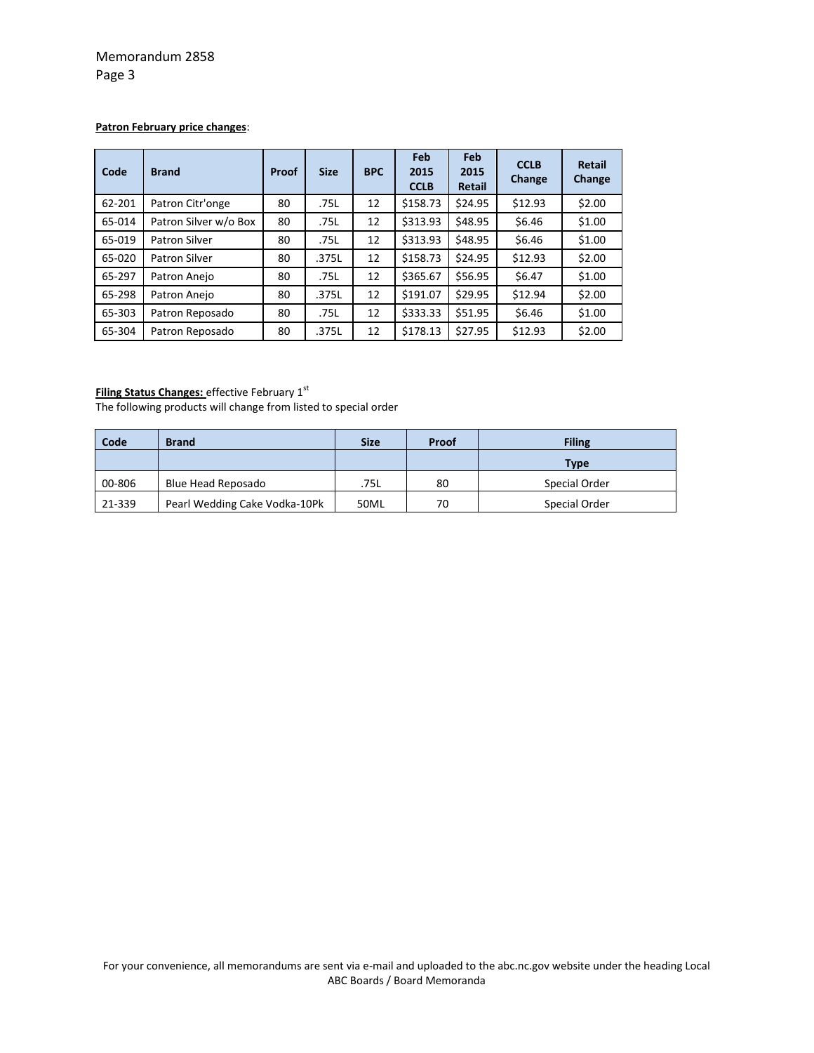Memorandum 2858
Page 3

**Patron February price changes**:

| Code | Brand | Proof | Size | BPC | Feb 2015 CCLB | Feb 2015 Retail | CCLB Change | Retail Change |
|---|---|---|---|---|---|---|---|---|
| 62-201 | Patron Citr'onge | 80 | .75L | 12 | $158.73 | $24.95 | $12.93 | $2.00 |
| 65-014 | Patron Silver w/o Box | 80 | .75L | 12 | $313.93 | $48.95 | $6.46 | $1.00 |
| 65-019 | Patron Silver | 80 | .75L | 12 | $313.93 | $48.95 | $6.46 | $1.00 |
| 65-020 | Patron Silver | 80 | .375L | 12 | $158.73 | $24.95 | $12.93 | $2.00 |
| 65-297 | Patron Anejo | 80 | .75L | 12 | $365.67 | $56.95 | $6.47 | $1.00 |
| 65-298 | Patron Anejo | 80 | .375L | 12 | $191.07 | $29.95 | $12.94 | $2.00 |
| 65-303 | Patron Reposado | 80 | .75L | 12 | $333.33 | $51.95 | $6.46 | $1.00 |
| 65-304 | Patron Reposado | 80 | .375L | 12 | $178.13 | $27.95 | $12.93 | $2.00 |

**Filing Status Changes:** effective February 1st
The following products will change from listed to special order

| Code | Brand | Size | Proof | Filing |
|---|---|---|---|---|
| | | | | Type |
| 00-806 | Blue Head Reposado | .75L | 80 | Special Order |
| 21-339 | Pearl Wedding Cake Vodka-10Pk | 50ML | 70 | Special Order |

For your convenience, all memorandums are sent via e-mail and uploaded to the abc.nc.gov website under the heading Local ABC Boards / Board Memoranda